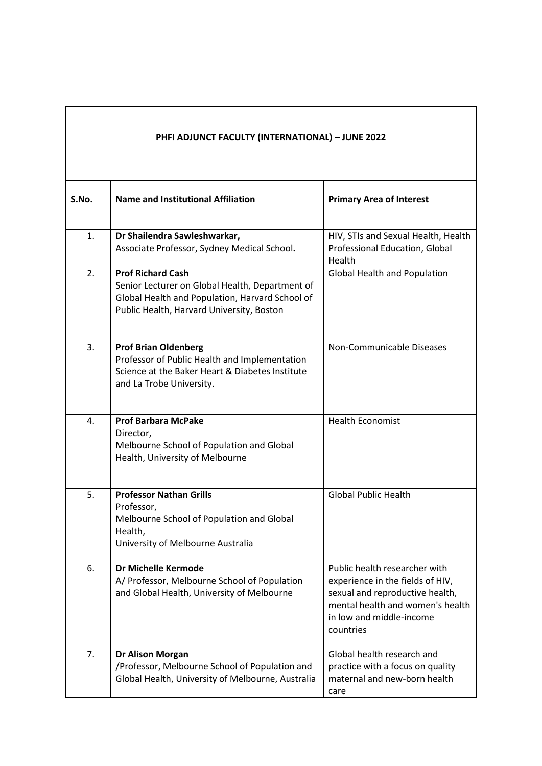| PHFI ADJUNCT FACULTY (INTERNATIONAL) – JUNE 2022 | | |
|---|---|---|
| **S.No.** | **Name and Institutional Affiliation** | **Primary Area of Interest** |
| 1. | **Dr Shailendra Sawleshwarkar,** Associate Professor, Sydney Medical School**.** | HIV, STIs and Sexual Health, Health Professional Education, Global Health |
| 2. | **Prof Richard Cash** Senior Lecturer on Global Health, Department of Global Health and Population, Harvard School of Public Health, Harvard University, Boston | Global Health and Population |
| 3. | **Prof Brian Oldenberg** Professor of Public Health and Implementation Science at the Baker Heart & Diabetes Institute and La Trobe University. | Non-Communicable Diseases |
| 4. | **Prof Barbara McPake** Director, Melbourne School of Population and Global Health, University of Melbourne | Health Economist |
| 5. | **Professor Nathan Grills** Professor, Melbourne School of Population and Global Health, University of Melbourne Australia | Global Public Health |
| 6. | **Dr Michelle Kermode** A/ Professor, Melbourne School of Population and Global Health, University of Melbourne | Public health researcher with experience in the fields of HIV, sexual and reproductive health, mental health and women's health in low and middle-income countries |
| 7. | **Dr Alison Morgan** /Professor, Melbourne School of Population and Global Health, University of Melbourne, Australia | Global health research and practice with a focus on quality maternal and new-born health care |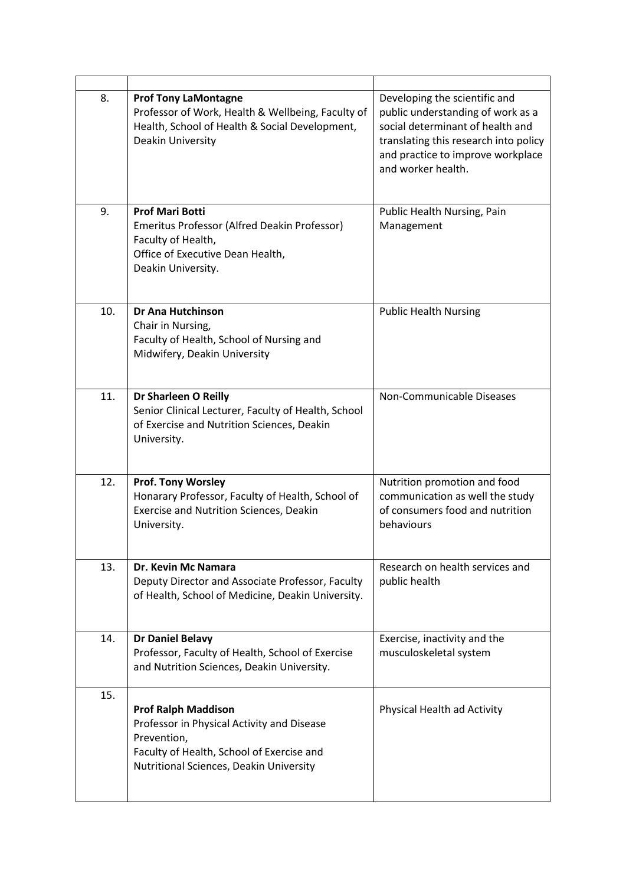| | | |
|---|---|---|
| 8. | **Prof Tony LaMontagne**<br>Professor of Work, Health & Wellbeing, Faculty of Health, School of Health & Social Development, Deakin University | Developing the scientific and public understanding of work as a social determinant of health and translating this research into policy and practice to improve workplace and worker health. |
| 9. | **Prof Mari Botti**<br>Emeritus Professor (Alfred Deakin Professor) Faculty of Health,<br>Office of Executive Dean Health,<br>Deakin University. | Public Health Nursing, Pain Management |
| 10. | **Dr Ana Hutchinson**<br>Chair in Nursing,<br>Faculty of Health, School of Nursing and Midwifery, Deakin University | Public Health Nursing |
| 11. | **Dr Sharleen O Reilly**<br>Senior Clinical Lecturer, Faculty of Health, School of Exercise and Nutrition Sciences, Deakin University. | Non-Communicable Diseases |
| 12. | **Prof. Tony Worsley**<br>Honarary Professor, Faculty of Health, School of Exercise and Nutrition Sciences, Deakin University. | Nutrition promotion and food communication as well the study of consumers food and nutrition behaviours |
| 13. | **Dr. Kevin Mc Namara**<br>Deputy Director and Associate Professor, Faculty of Health, School of Medicine, Deakin University. | Research on health services and public health |
| 14. | **Dr Daniel Belavy**<br>Professor, Faculty of Health, School of Exercise and Nutrition Sciences, Deakin University. | Exercise, inactivity and the musculoskeletal system |
| 15. | **Prof Ralph Maddison**<br>Professor in Physical Activity and Disease Prevention,<br>Faculty of Health, School of Exercise and Nutritional Sciences, Deakin University | Physical Health ad Activity |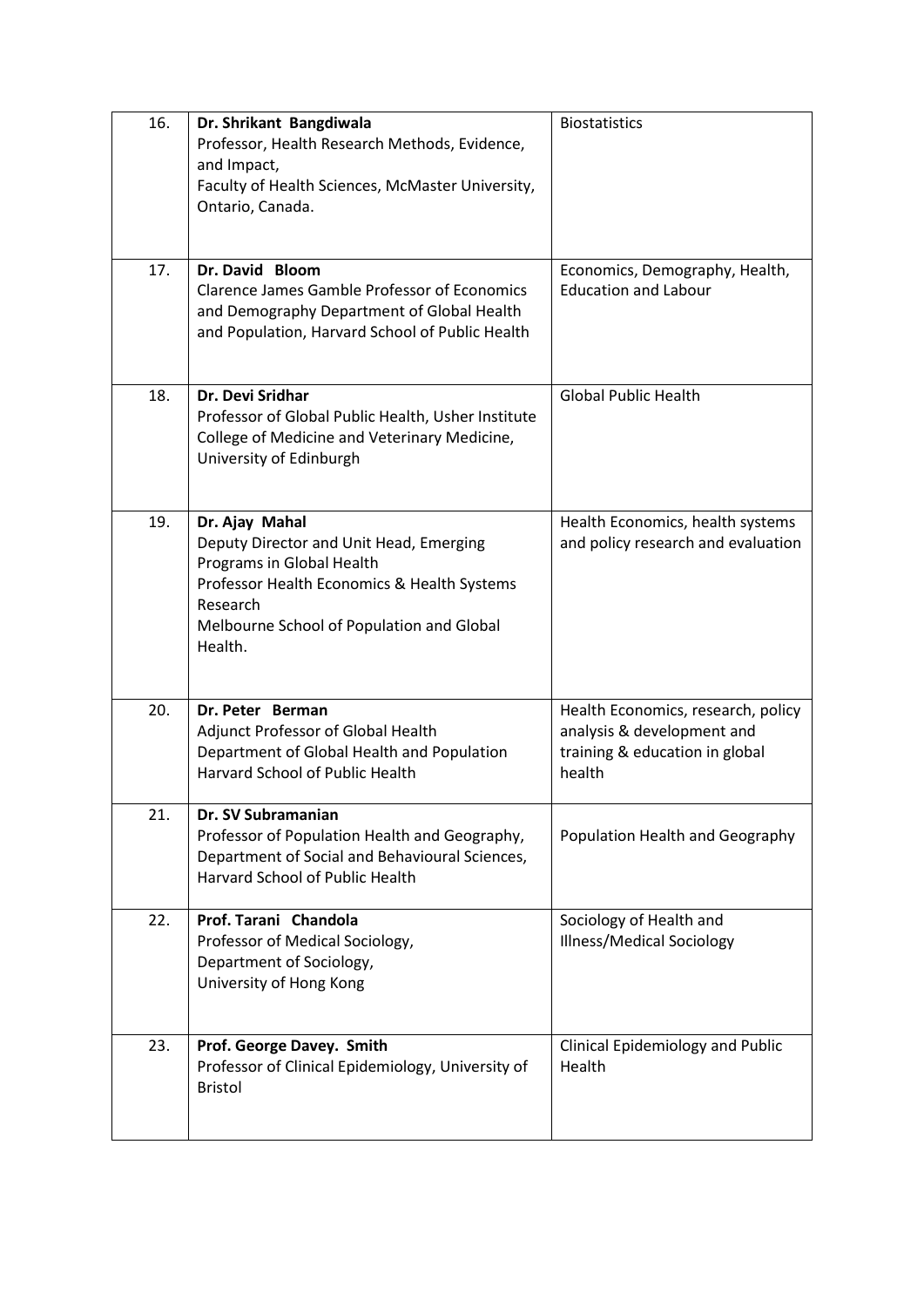| | | |
|---|---|---|
| 16. | **Dr. Shrikant Bangdiwala**<br>Professor, Health Research Methods, Evidence, and Impact,<br>Faculty of Health Sciences, McMaster University, Ontario, Canada. | Biostatistics |
| 17. | **Dr. David Bloom**<br>Clarence James Gamble Professor of Economics and Demography Department of Global Health and Population, Harvard School of Public Health | Economics, Demography, Health, Education and Labour |
| 18. | **Dr. Devi Sridhar**<br>Professor of Global Public Health, Usher Institute College of Medicine and Veterinary Medicine, University of Edinburgh | Global Public Health |
| 19. | **Dr. Ajay Mahal**<br>Deputy Director and Unit Head, Emerging Programs in Global Health<br>Professor Health Economics & Health Systems Research<br>Melbourne School of Population and Global Health. | Health Economics, health systems and policy research and evaluation |
| 20. | **Dr. Peter Berman**<br>Adjunct Professor of Global Health<br>Department of Global Health and Population<br>Harvard School of Public Health | Health Economics, research, policy analysis & development and training & education in global health |
| 21. | **Dr. SV Subramanian**<br>Professor of Population Health and Geography, Department of Social and Behavioural Sciences, Harvard School of Public Health | Population Health and Geography |
| 22. | **Prof. Tarani Chandola**<br>Professor of Medical Sociology,<br>Department of Sociology,<br>University of Hong Kong | Sociology of Health and Illness/Medical Sociology |
| 23. | **Prof. George Davey. Smith**<br>Professor of Clinical Epidemiology, University of Bristol | Clinical Epidemiology and Public Health |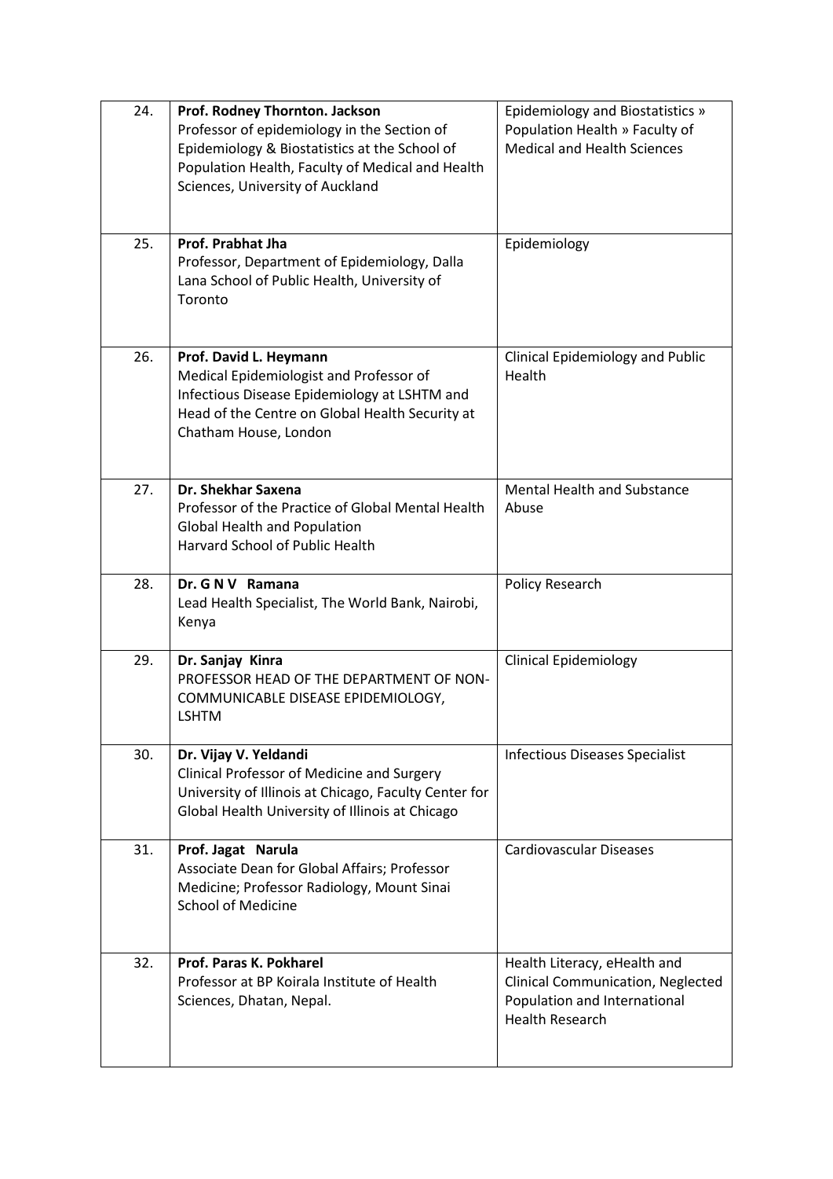| 24. | **Prof. Rodney Thornton. Jackson**<br>Professor of epidemiology in the Section of Epidemiology & Biostatistics at the School of Population Health, Faculty of Medical and Health Sciences, University of Auckland | Epidemiology and Biostatistics » Population Health » Faculty of Medical and Health Sciences |
|---|---|---|
| 25. | **Prof. Prabhat Jha**<br>Professor, Department of Epidemiology, Dalla Lana School of Public Health, University of Toronto | Epidemiology |
| 26. | **Prof. David L. Heymann**<br>Medical Epidemiologist and Professor of Infectious Disease Epidemiology at LSHTM and Head of the Centre on Global Health Security at Chatham House, London | Clinical Epidemiology and Public Health |
| 27. | **Dr. Shekhar Saxena**<br>Professor of the Practice of Global Mental Health Global Health and Population<br>Harvard School of Public Health | Mental Health and Substance Abuse |
| 28. | **Dr. G N V Ramana**<br>Lead Health Specialist, The World Bank, Nairobi, Kenya | Policy Research |
| 29. | **Dr. Sanjay Kinra**<br>PROFESSOR HEAD OF THE DEPARTMENT OF NON-COMMUNICABLE DISEASE EPIDEMIOLOGY, LSHTM | Clinical Epidemiology |
| 30. | **Dr. Vijay V. Yeldandi**<br>Clinical Professor of Medicine and Surgery University of Illinois at Chicago, Faculty Center for Global Health University of Illinois at Chicago | Infectious Diseases Specialist |
| 31. | **Prof. Jagat Narula**<br>Associate Dean for Global Affairs; Professor Medicine; Professor Radiology, Mount Sinai School of Medicine | Cardiovascular Diseases |
| 32. | **Prof. Paras K. Pokharel**<br>Professor at BP Koirala Institute of Health Sciences, Dhatan, Nepal. | Health Literacy, eHealth and Clinical Communication, Neglected Population and International Health Research |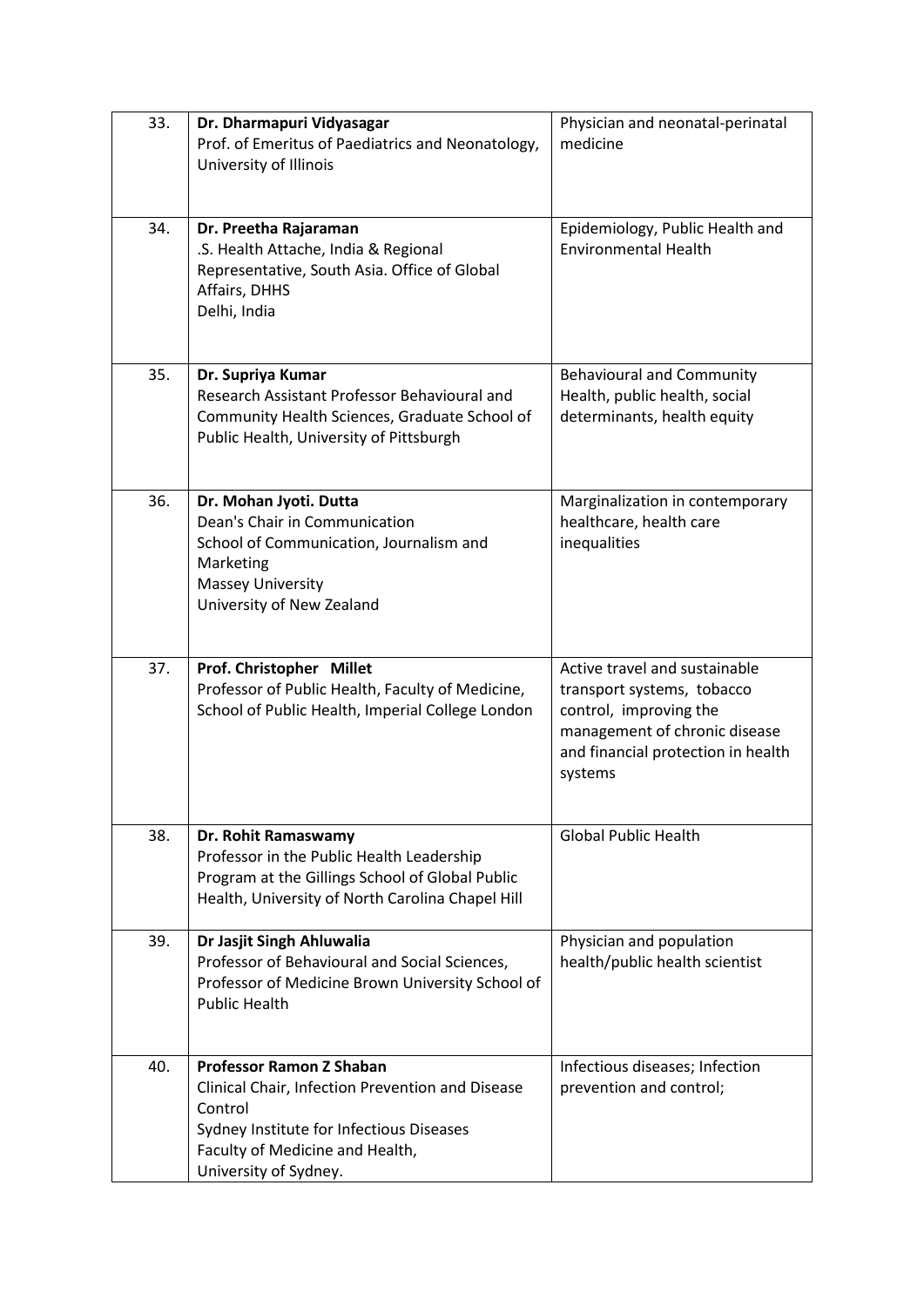| 33. | **Dr. Dharmapuri Vidyasagar**<br>Prof. of Emeritus of Paediatrics and Neonatology, University of Illinois | Physician and neonatal-perinatal medicine |
|---|---|---|
| 34. | **Dr. Preetha Rajaraman**<br>.S. Health Attache, India & Regional Representative, South Asia. Office of Global Affairs, DHHS<br>Delhi, India | Epidemiology, Public Health and Environmental Health |
| 35. | **Dr. Supriya Kumar**<br>Research Assistant Professor Behavioural and Community Health Sciences, Graduate School of Public Health, University of Pittsburgh | Behavioural and Community Health, public health, social determinants, health equity |
| 36. | **Dr. Mohan Jyoti. Dutta**<br>Dean's Chair in Communication<br>School of Communication, Journalism and Marketing<br>Massey University<br>University of New Zealand | Marginalization in contemporary healthcare, health care inequalities |
| 37. | **Prof. Christopher Millet**<br>Professor of Public Health, Faculty of Medicine, School of Public Health, Imperial College London | Active travel and sustainable transport systems, tobacco control, improving the management of chronic disease and financial protection in health systems |
| 38. | **Dr. Rohit Ramaswamy**<br>Professor in the Public Health Leadership Program at the Gillings School of Global Public Health, University of North Carolina Chapel Hill | Global Public Health |
| 39. | **Dr Jasjit Singh Ahluwalia**<br>Professor of Behavioural and Social Sciences, Professor of Medicine Brown University School of Public Health | Physician and population health/public health scientist |
| 40. | **Professor Ramon Z Shaban**<br>Clinical Chair, Infection Prevention and Disease Control<br>Sydney Institute for Infectious Diseases<br>Faculty of Medicine and Health,<br>University of Sydney. | Infectious diseases; Infection prevention and control; |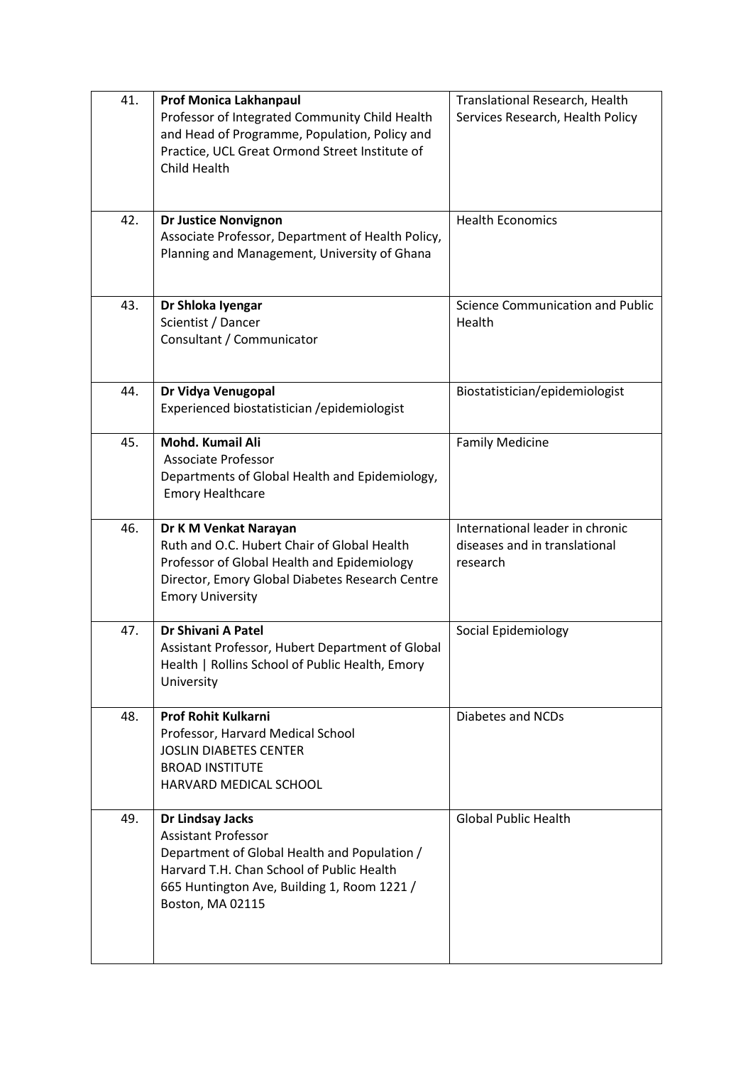| 41. | **Prof Monica Lakhanpaul**<br>Professor of Integrated Community Child Health and Head of Programme, Population, Policy and Practice, UCL Great Ormond Street Institute of Child Health | Translational Research, Health Services Research, Health Policy |
|---|---|---|
| 42. | **Dr Justice Nonvignon**<br>Associate Professor, Department of Health Policy, Planning and Management, University of Ghana | Health Economics |
| 43. | **Dr Shloka Iyengar**<br>Scientist / Dancer<br>Consultant / Communicator | Science Communication and Public Health |
| 44. | **Dr Vidya Venugopal**<br>Experienced biostatistician /epidemiologist | Biostatistician/epidemiologist |
| 45. | **Mohd. Kumail Ali**<br>Associate Professor<br>Departments of Global Health and Epidemiology, Emory Healthcare | Family Medicine |
| 46. | **Dr K M Venkat Narayan**<br>Ruth and O.C. Hubert Chair of Global Health<br>Professor of Global Health and Epidemiology<br>Director, Emory Global Diabetes Research Centre<br>Emory University | International leader in chronic diseases and in translational research |
| 47. | **Dr Shivani A Patel**<br>Assistant Professor, Hubert Department of Global Health \| Rollins School of Public Health, Emory University | Social Epidemiology |
| 48. | **Prof Rohit Kulkarni**<br>Professor, Harvard Medical School<br>JOSLIN DIABETES CENTER<br>BROAD INSTITUTE<br>HARVARD MEDICAL SCHOOL | Diabetes and NCDs |
| 49. | **Dr Lindsay Jacks**<br>Assistant Professor<br>Department of Global Health and Population /<br>Harvard T.H. Chan School of Public Health<br>665 Huntington Ave, Building 1, Room 1221 /<br>Boston, MA 02115 | Global Public Health |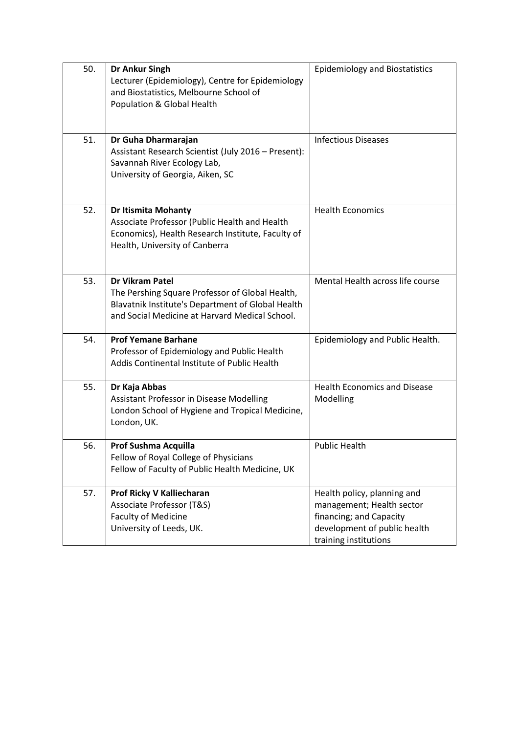| | | |
|---|---|---|
| 50. | **Dr Ankur Singh**<br>Lecturer (Epidemiology), Centre for Epidemiology and Biostatistics, Melbourne School of Population & Global Health | Epidemiology and Biostatistics |
| 51. | **Dr Guha Dharmarajan**<br>Assistant Research Scientist (July 2016 – Present): Savannah River Ecology Lab, University of Georgia, Aiken, SC | Infectious Diseases |
| 52. | **Dr Itismita Mohanty**<br>Associate Professor (Public Health and Health Economics), Health Research Institute, Faculty of Health, University of Canberra | Health Economics |
| 53. | **Dr Vikram Patel**<br>The Pershing Square Professor of Global Health, Blavatnik Institute's Department of Global Health and Social Medicine at Harvard Medical School. | Mental Health across life course |
| 54. | **Prof Yemane Barhane**<br>Professor of Epidemiology and Public Health<br>Addis Continental Institute of Public Health | Epidemiology and Public Health. |
| 55. | **Dr Kaja Abbas**<br>Assistant Professor in Disease Modelling<br>London School of Hygiene and Tropical Medicine, London, UK. | Health Economics and Disease Modelling |
| 56. | **Prof Sushma Acquilla**<br>Fellow of Royal College of Physicians<br>Fellow of Faculty of Public Health Medicine, UK | Public Health |
| 57. | **Prof Ricky V Kalliecharan**<br>Associate Professor (T&S)<br>Faculty of Medicine<br>University of Leeds, UK. | Health policy, planning and management; Health sector financing; and Capacity development of public health training institutions |